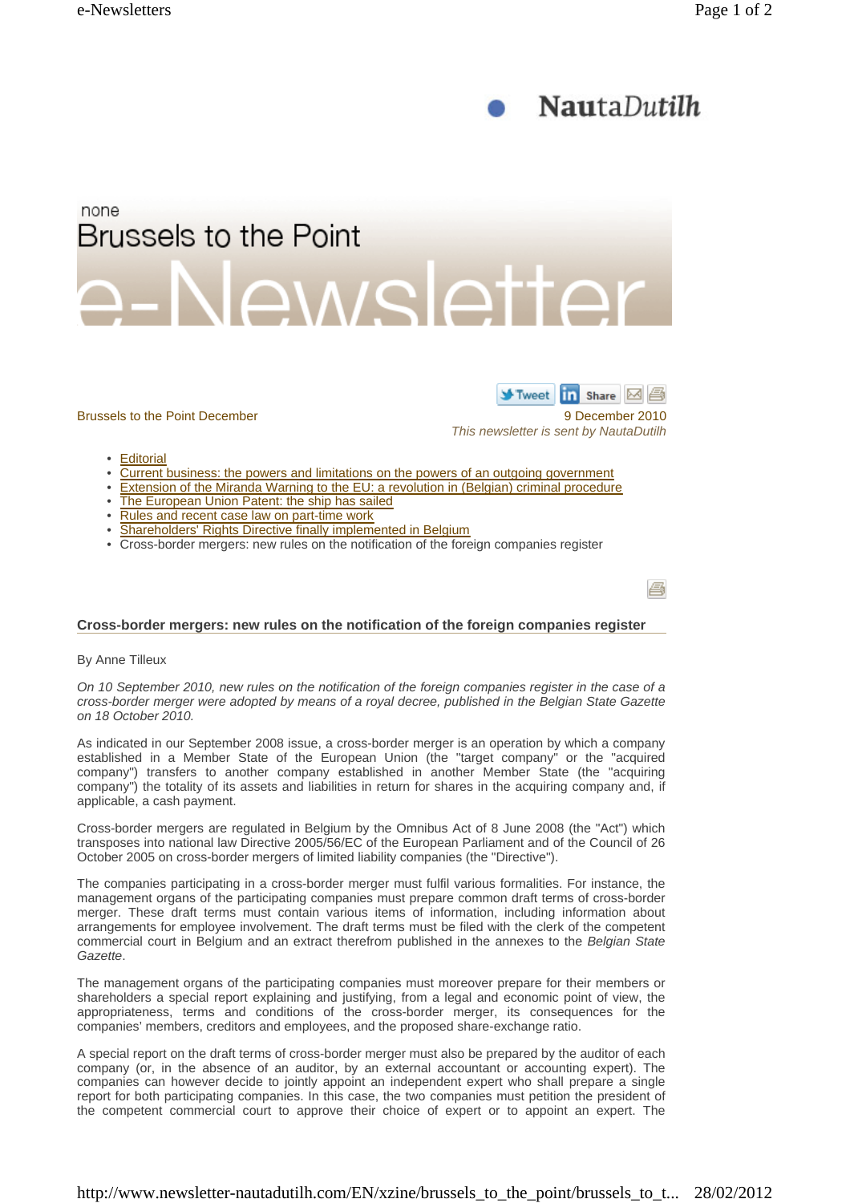none

# Brussels to the Point

e-Newsletter

Brussels to the Point December

9 December 2010

*This newsletter is sent by NautaDutilh*

- Editorial
- Current business: the powers and limitations on the powers of an outgoing government
- Extension of the Miranda Warning to the EU: a revolution in (Belgian) criminal procedure
- The European Union Patent: the ship has sailed
- Rules and recent case law on part-time work
- Shareholders' Rights Directive finally implemented in Belgium
- Cross-border mergers: new rules on the notification of the foreign companies register

## Cross-border mergers: new rules on the notification of the foreign companies register

By Anne Tilleux

*On 10 September 2010, new rules on the notification of the foreign companies register in the case of a cross-border merger were adopted by means of a royal decree, published in the Belgian State Gazette on 18 October 2010.*

As indicated in our September 2008 issue, a cross-border merger is an operation by which a company established in a Member State of the European Union (the "target company" or the "acquired company") transfers to another company established in another Member State (the "acquiring company") the totality of its assets and liabilities in return for shares in the acquiring company and, if applicable, a cash payment.

Cross-border mergers are regulated in Belgium by the Omnibus Act of 8 June 2008 (the "Act") which transposes into national law Directive 2005/56/EC of the European Parliament and of the Council of 26 October 2005 on cross-border mergers of limited liability companies (the "Directive").

The companies participating in a cross-border merger must fulfil various formalities. For instance, the management organs of the participating companies must prepare common draft terms of cross-border merger. These draft terms must contain various items of information, including information about arrangements for employee involvement. The draft terms must be filed with the clerk of the competent commercial court in Belgium and an extract therefrom published in the annexes to the *Belgian State Gazette*.

The management organs of the participating companies must moreover prepare for their members or shareholders a special report explaining and justifying, from a legal and economic point of view, the appropriateness, terms and conditions of the cross-border merger, its consequences for the companies' members, creditors and employees, and the proposed share-exchange ratio.

A special report on the draft terms of cross-border merger must also be prepared by the auditor of each company (or, in the absence of an auditor, by an external accountant or accounting expert). The companies can however decide to jointly appoint an independent expert who shall prepare a single report for both participating companies. In this case, the two companies must petition the president of the competent commercial court to approve their choice of expert or to appoint an expert. The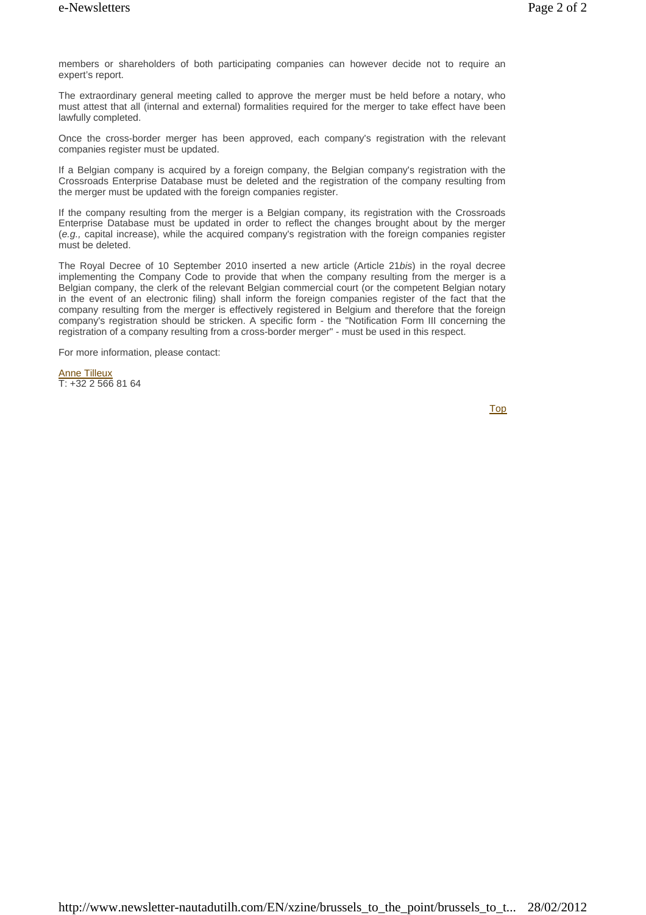members or shareholders of both participating companies can however decide not to require an expert's report.

The extraordinary general meeting called to approve the merger must be held before a notary, who must attest that all (internal and external) formalities required for the merger to take effect have been lawfully completed.

Once the cross-border merger has been approved, each company's registration with the relevant companies register must be updated.

If a Belgian company is acquired by a foreign company, the Belgian company's registration with the Crossroads Enterprise Database must be deleted and the registration of the company resulting from the merger must be updated with the foreign companies register.

If the company resulting from the merger is a Belgian company, its registration with the Crossroads Enterprise Database must be updated in order to reflect the changes brought about by the merger (*e.g.*, capital increase), while the acquired company's registration with the foreign companies register must be deleted.

The Royal Decree of 10 September 2010 inserted a new article (Article 21*bis*) in the royal decree implementing the Company Code to provide that when the company resulting from the merger is a Belgian company, the clerk of the relevant Belgian commercial court (or the competent Belgian notary in the event of an electronic filing) shall inform the foreign companies register of the fact that the company resulting from the merger is effectively registered in Belgium and therefore that the foreign company's registration should be stricken. A specific form - the "Notification Form III concerning the registration of a company resulting from a cross-border merger" - must be used in this respect.

For more information, please contact:

Anne Tilleux
T: +32 2 566 81 64

Top